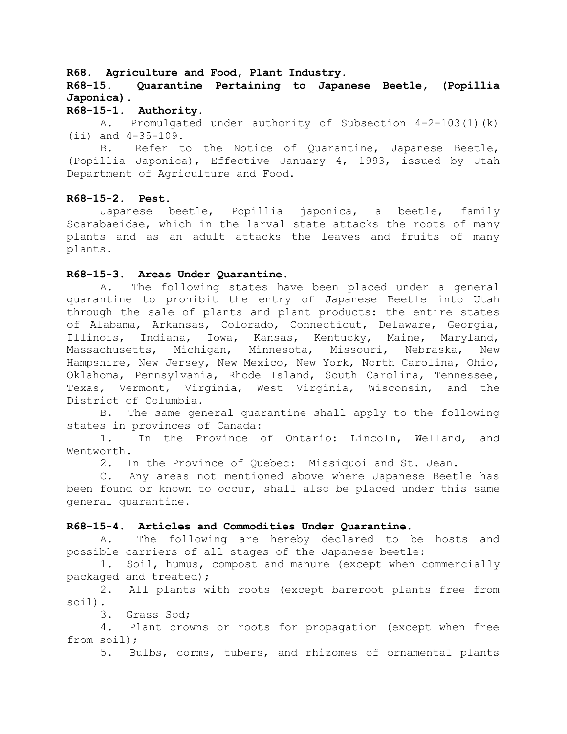**R68. Agriculture and Food, Plant Industry.**

**R68-15. Quarantine Pertaining to Japanese Beetle, (Popillia Japonica).**

**R68-15-1. Authority.**

A. Promulgated under authority of Subsection 4-2-103(1)(k)(ii) and 4-35-109.

B. Refer to the Notice of Quarantine, Japanese Beetle, (Popillia Japonica), Effective January 4, 1993, issued by Utah Department of Agriculture and Food.

**R68-15-2. Pest.**

Japanese beetle, Popillia japonica, a beetle, family Scarabaeidae, which in the larval state attacks the roots of many plants and as an adult attacks the leaves and fruits of many plants.

**R68-15-3. Areas Under Quarantine.**

A. The following states have been placed under a general quarantine to prohibit the entry of Japanese Beetle into Utah through the sale of plants and plant products: the entire states of Alabama, Arkansas, Colorado, Connecticut, Delaware, Georgia, Illinois, Indiana, Iowa, Kansas, Kentucky, Maine, Maryland, Massachusetts, Michigan, Minnesota, Missouri, Nebraska, New Hampshire, New Jersey, New Mexico, New York, North Carolina, Ohio, Oklahoma, Pennsylvania, Rhode Island, South Carolina, Tennessee, Texas, Vermont, Virginia, West Virginia, Wisconsin, and the District of Columbia.

B. The same general quarantine shall apply to the following states in provinces of Canada:

1. In the Province of Ontario: Lincoln, Welland, and Wentworth.

2. In the Province of Quebec: Missiquoi and St. Jean.

C. Any areas not mentioned above where Japanese Beetle has been found or known to occur, shall also be placed under this same general quarantine.

**R68-15-4. Articles and Commodities Under Quarantine.**

A. The following are hereby declared to be hosts and possible carriers of all stages of the Japanese beetle:

1. Soil, humus, compost and manure (except when commercially packaged and treated);

2. All plants with roots (except bareroot plants free from soil).

3. Grass Sod;

4. Plant crowns or roots for propagation (except when free from soil);

5. Bulbs, corms, tubers, and rhizomes of ornamental plants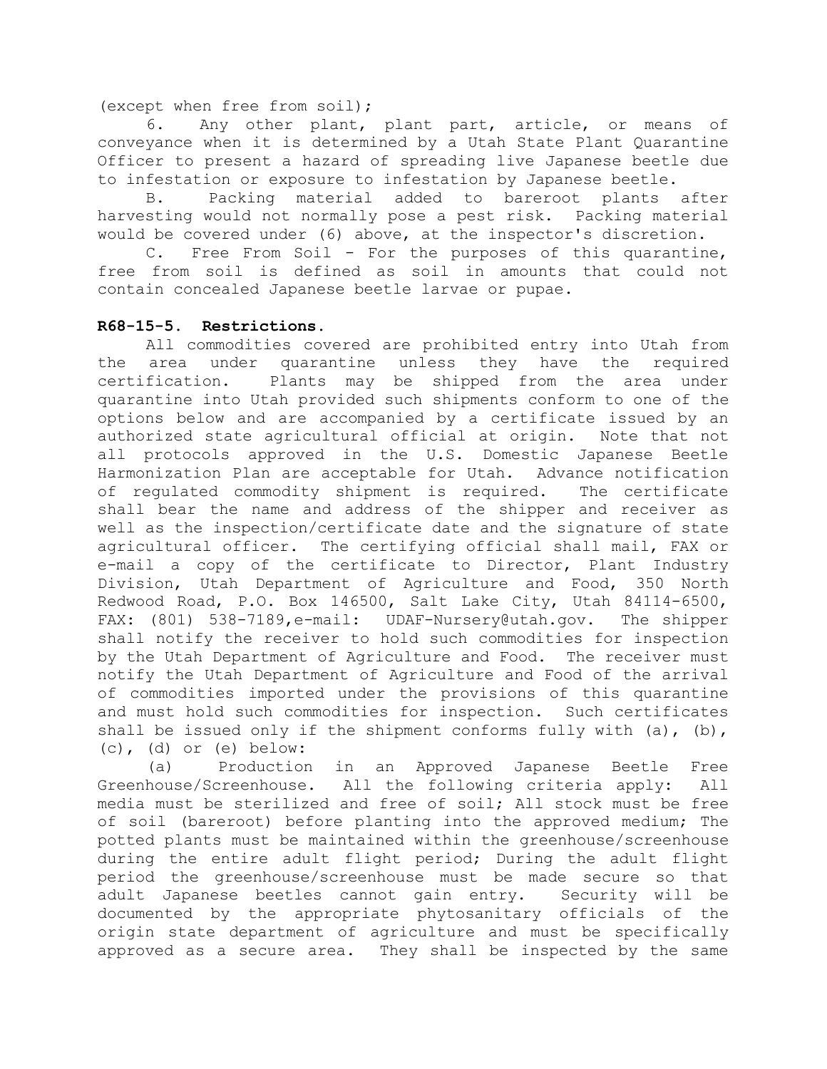(except when free from soil);

6. Any other plant, plant part, article, or means of conveyance when it is determined by a Utah State Plant Quarantine Officer to present a hazard of spreading live Japanese beetle due to infestation or exposure to infestation by Japanese beetle.

B. Packing material added to bareroot plants after harvesting would not normally pose a pest risk. Packing material would be covered under (6) above, at the inspector's discretion.

C. Free From Soil - For the purposes of this quarantine, free from soil is defined as soil in amounts that could not contain concealed Japanese beetle larvae or pupae.

**R68-15-5. Restrictions.**

All commodities covered are prohibited entry into Utah from the area under quarantine unless they have the required certification. Plants may be shipped from the area under quarantine into Utah provided such shipments conform to one of the options below and are accompanied by a certificate issued by an authorized state agricultural official at origin. Note that not all protocols approved in the U.S. Domestic Japanese Beetle Harmonization Plan are acceptable for Utah. Advance notification of regulated commodity shipment is required. The certificate shall bear the name and address of the shipper and receiver as well as the inspection/certificate date and the signature of state agricultural officer. The certifying official shall mail, FAX or e-mail a copy of the certificate to Director, Plant Industry Division, Utah Department of Agriculture and Food, 350 North Redwood Road, P.O. Box 146500, Salt Lake City, Utah 84114-6500, FAX: (801) 538-7189,e-mail: UDAF-Nursery@utah.gov. The shipper shall notify the receiver to hold such commodities for inspection by the Utah Department of Agriculture and Food. The receiver must notify the Utah Department of Agriculture and Food of the arrival of commodities imported under the provisions of this quarantine and must hold such commodities for inspection. Such certificates shall be issued only if the shipment conforms fully with (a), (b), (c), (d) or (e) below:

(a) Production in an Approved Japanese Beetle Free Greenhouse/Screenhouse. All the following criteria apply: All media must be sterilized and free of soil; All stock must be free of soil (bareroot) before planting into the approved medium; The potted plants must be maintained within the greenhouse/screenhouse during the entire adult flight period; During the adult flight period the greenhouse/screenhouse must be made secure so that adult Japanese beetles cannot gain entry. Security will be documented by the appropriate phytosanitary officials of the origin state department of agriculture and must be specifically approved as a secure area. They shall be inspected by the same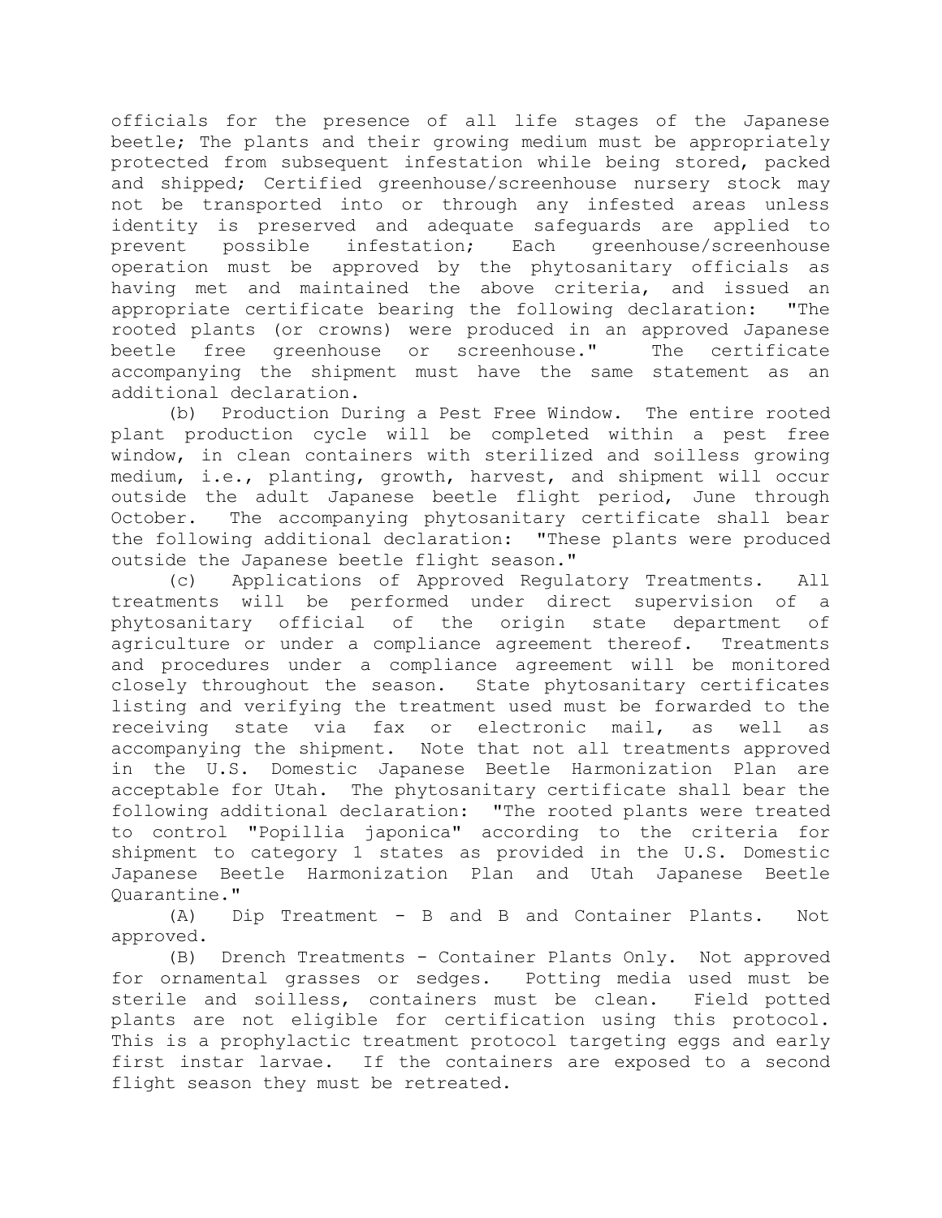officials for the presence of all life stages of the Japanese beetle; The plants and their growing medium must be appropriately protected from subsequent infestation while being stored, packed and shipped; Certified greenhouse/screenhouse nursery stock may not be transported into or through any infested areas unless identity is preserved and adequate safeguards are applied to prevent possible infestation; Each greenhouse/screenhouse operation must be approved by the phytosanitary officials as having met and maintained the above criteria, and issued an appropriate certificate bearing the following declaration: "The rooted plants (or crowns) were produced in an approved Japanese beetle free greenhouse or screenhouse." The certificate accompanying the shipment must have the same statement as an additional declaration.

(b) Production During a Pest Free Window. The entire rooted plant production cycle will be completed within a pest free window, in clean containers with sterilized and soilless growing medium, i.e., planting, growth, harvest, and shipment will occur outside the adult Japanese beetle flight period, June through October. The accompanying phytosanitary certificate shall bear the following additional declaration: "These plants were produced outside the Japanese beetle flight season."

(c) Applications of Approved Regulatory Treatments. All treatments will be performed under direct supervision of a phytosanitary official of the origin state department of agriculture or under a compliance agreement thereof. Treatments and procedures under a compliance agreement will be monitored closely throughout the season. State phytosanitary certificates listing and verifying the treatment used must be forwarded to the receiving state via fax or electronic mail, as well as accompanying the shipment. Note that not all treatments approved in the U.S. Domestic Japanese Beetle Harmonization Plan are acceptable for Utah. The phytosanitary certificate shall bear the following additional declaration: "The rooted plants were treated to control "Popillia japonica" according to the criteria for shipment to category 1 states as provided in the U.S. Domestic Japanese Beetle Harmonization Plan and Utah Japanese Beetle Quarantine."

(A) Dip Treatment - B and B and Container Plants. Not approved.

(B) Drench Treatments - Container Plants Only. Not approved for ornamental grasses or sedges. Potting media used must be sterile and soilless, containers must be clean. Field potted plants are not eligible for certification using this protocol. This is a prophylactic treatment protocol targeting eggs and early first instar larvae. If the containers are exposed to a second flight season they must be retreated.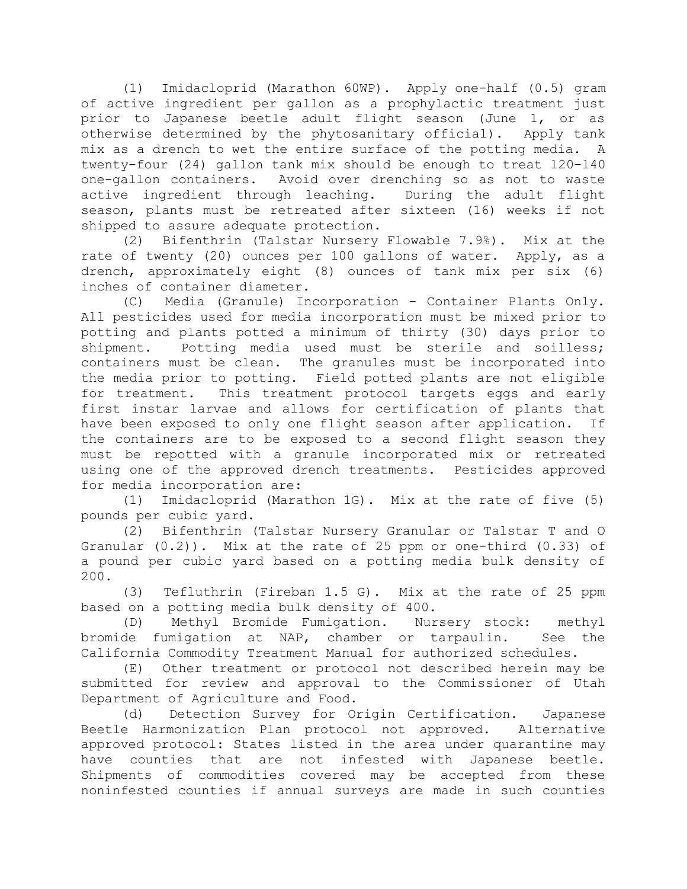(1) Imidacloprid (Marathon 60WP). Apply one-half (0.5) gram of active ingredient per gallon as a prophylactic treatment just prior to Japanese beetle adult flight season (June 1, or as otherwise determined by the phytosanitary official). Apply tank mix as a drench to wet the entire surface of the potting media. A twenty-four (24) gallon tank mix should be enough to treat 120-140 one-gallon containers. Avoid over drenching so as not to waste active ingredient through leaching. During the adult flight season, plants must be retreated after sixteen (16) weeks if not shipped to assure adequate protection.

(2) Bifenthrin (Talstar Nursery Flowable 7.9%). Mix at the rate of twenty (20) ounces per 100 gallons of water. Apply, as a drench, approximately eight (8) ounces of tank mix per six (6) inches of container diameter.

(C) Media (Granule) Incorporation - Container Plants Only. All pesticides used for media incorporation must be mixed prior to potting and plants potted a minimum of thirty (30) days prior to shipment. Potting media used must be sterile and soilless; containers must be clean. The granules must be incorporated into the media prior to potting. Field potted plants are not eligible for treatment. This treatment protocol targets eggs and early first instar larvae and allows for certification of plants that have been exposed to only one flight season after application. If the containers are to be exposed to a second flight season they must be repotted with a granule incorporated mix or retreated using one of the approved drench treatments. Pesticides approved for media incorporation are:

(1) Imidacloprid (Marathon 1G). Mix at the rate of five (5) pounds per cubic yard.

(2) Bifenthrin (Talstar Nursery Granular or Talstar T and O Granular (0.2)). Mix at the rate of 25 ppm or one-third (0.33) of a pound per cubic yard based on a potting media bulk density of 200.

(3) Tefluthrin (Fireban 1.5 G). Mix at the rate of 25 ppm based on a potting media bulk density of 400.

(D) Methyl Bromide Fumigation. Nursery stock: methyl bromide fumigation at NAP, chamber or tarpaulin. See the California Commodity Treatment Manual for authorized schedules.

(E) Other treatment or protocol not described herein may be submitted for review and approval to the Commissioner of Utah Department of Agriculture and Food.

(d) Detection Survey for Origin Certification. Japanese Beetle Harmonization Plan protocol not approved. Alternative approved protocol: States listed in the area under quarantine may have counties that are not infested with Japanese beetle. Shipments of commodities covered may be accepted from these noninfested counties if annual surveys are made in such counties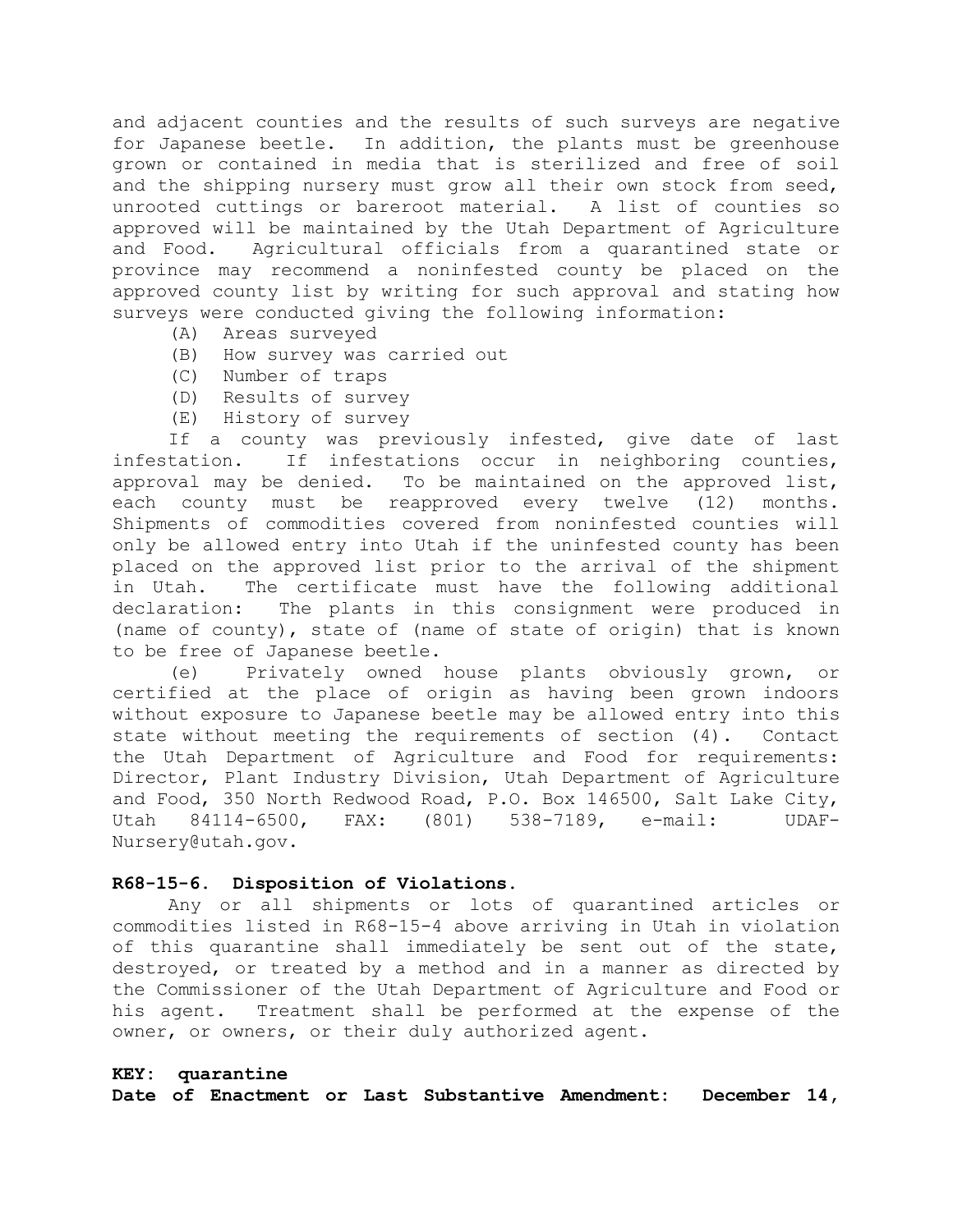and adjacent counties and the results of such surveys are negative for Japanese beetle. In addition, the plants must be greenhouse grown or contained in media that is sterilized and free of soil and the shipping nursery must grow all their own stock from seed, unrooted cuttings or bareroot material. A list of counties so approved will be maintained by the Utah Department of Agriculture and Food. Agricultural officials from a quarantined state or province may recommend a noninfested county be placed on the approved county list by writing for such approval and stating how surveys were conducted giving the following information:

(A) Areas surveyed
(B) How survey was carried out
(C) Number of traps
(D) Results of survey
(E) History of survey

If a county was previously infested, give date of last infestation. If infestations occur in neighboring counties, approval may be denied. To be maintained on the approved list, each county must be reapproved every twelve (12) months. Shipments of commodities covered from noninfested counties will only be allowed entry into Utah if the uninfested county has been placed on the approved list prior to the arrival of the shipment in Utah. The certificate must have the following additional declaration: The plants in this consignment were produced in (name of county), state of (name of state of origin) that is known to be free of Japanese beetle.

(e) Privately owned house plants obviously grown, or certified at the place of origin as having been grown indoors without exposure to Japanese beetle may be allowed entry into this state without meeting the requirements of section (4). Contact the Utah Department of Agriculture and Food for requirements: Director, Plant Industry Division, Utah Department of Agriculture and Food, 350 North Redwood Road, P.O. Box 146500, Salt Lake City, Utah 84114-6500, FAX: (801) 538-7189, e-mail: UDAF-Nursery@utah.gov.

**R68-15-6. Disposition of Violations.**

Any or all shipments or lots of quarantined articles or commodities listed in R68-15-4 above arriving in Utah in violation of this quarantine shall immediately be sent out of the state, destroyed, or treated by a method and in a manner as directed by the Commissioner of the Utah Department of Agriculture and Food or his agent. Treatment shall be performed at the expense of the owner, or owners, or their duly authorized agent.

**KEY: quarantine**
**Date of Enactment or Last Substantive Amendment: December 14,**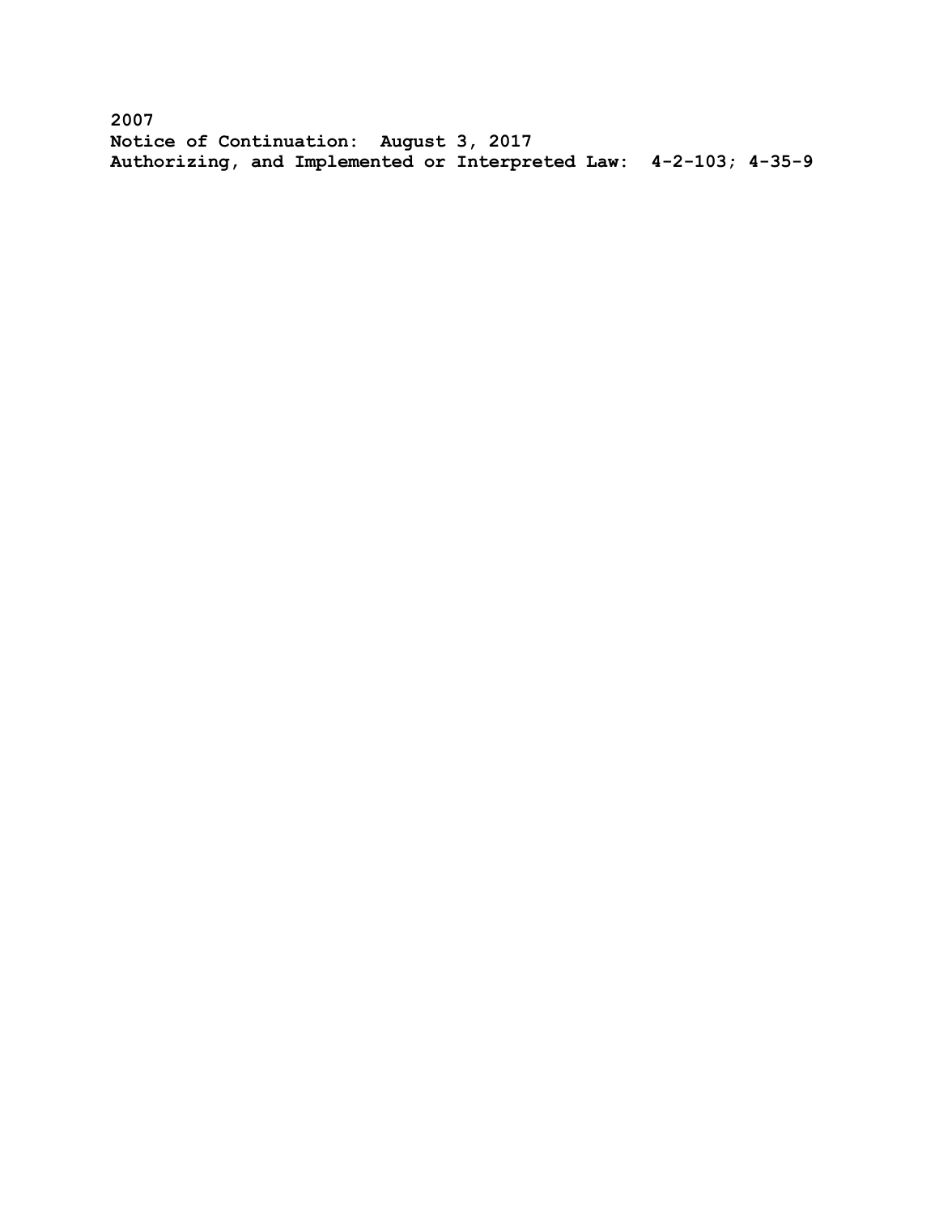**2007**
**Notice of Continuation: August 3, 2017**
**Authorizing, and Implemented or Interpreted Law: 4-2-103; 4-35-9**